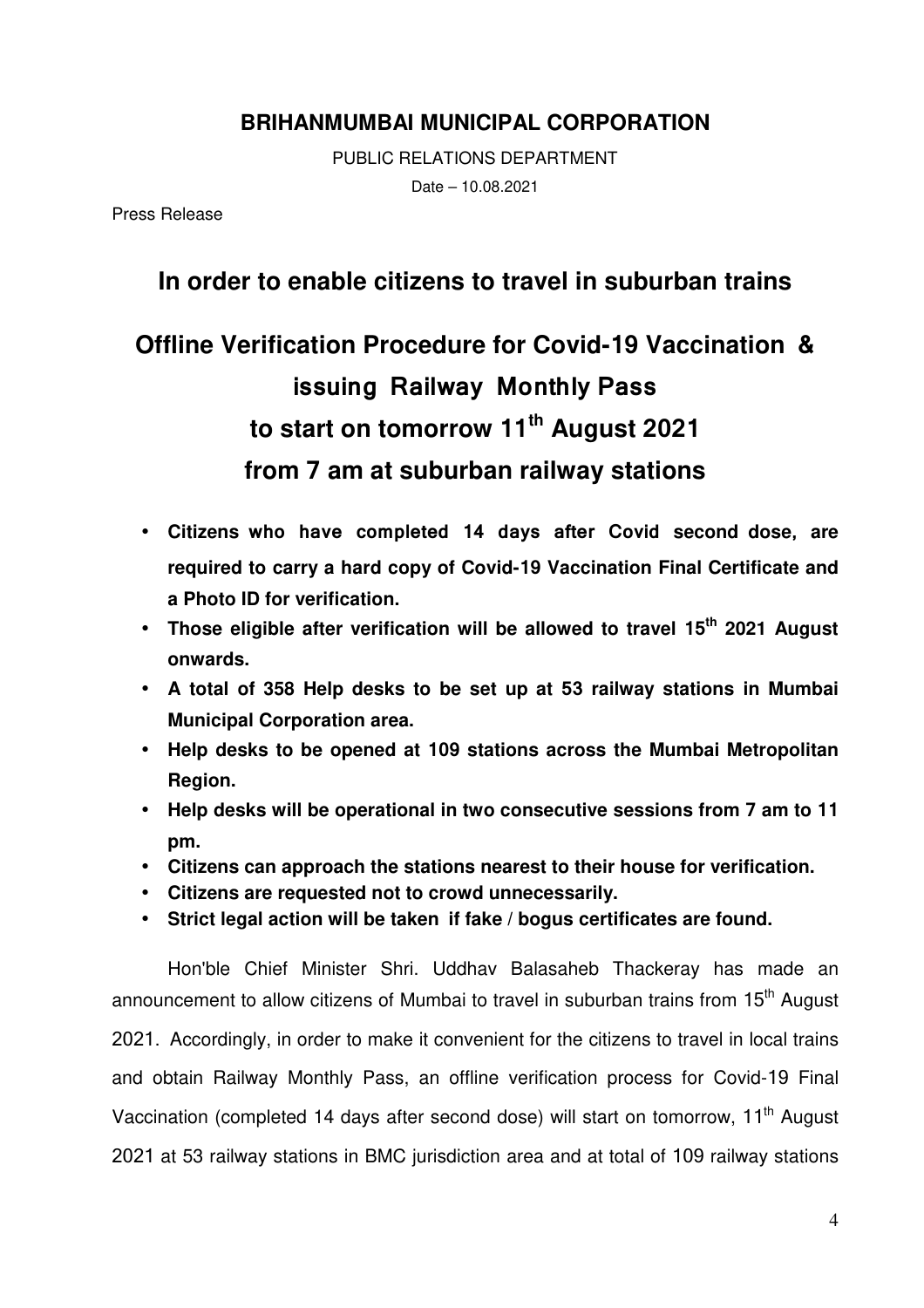**BRIHANMUMBAI MUNICIPAL CORPORATION**

PUBLIC RELATIONS DEPARTMENT

Date – 10.08.2021

Press Release

## In order to enable citizens to travel in suburban trains

# Offline Verification Procedure for Covid-19 Vaccination & issuing Railway Monthly Pass to start on tomorrow 11th August 2021 from 7 am at suburban railway stations

- **Citizens who have completed 14 days after Covid second dose, are required to carry a hard copy of Covid-19 Vaccination Final Certificate and a Photo ID for verification.**
- **Those eligible after verification will be allowed to travel 15th 2021 August onwards.**
- **A total of 358 Help desks to be set up at 53 railway stations in Mumbai Municipal Corporation area.**
- **Help desks to be opened at 109 stations across the Mumbai Metropolitan Region.**
- **Help desks will be operational in two consecutive sessions from 7 am to 11 pm.**
- **Citizens can approach the stations nearest to their house for verification.**
- **Citizens are requested not to crowd unnecessarily.**
- **Strict legal action will be taken if fake / bogus certificates are found.**

Hon'ble Chief Minister Shri. Uddhav Balasaheb Thackeray has made an announcement to allow citizens of Mumbai to travel in suburban trains from 15th August 2021. Accordingly, in order to make it convenient for the citizens to travel in local trains and obtain Railway Monthly Pass, an offline verification process for Covid-19 Final Vaccination (completed 14 days after second dose) will start on tomorrow, 11th August 2021 at 53 railway stations in BMC jurisdiction area and at total of 109 railway stations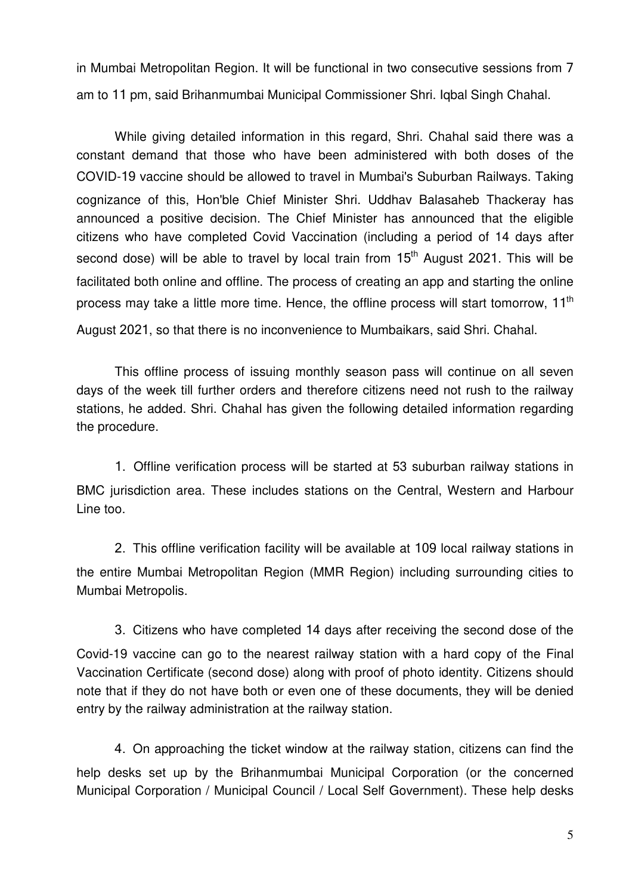in Mumbai Metropolitan Region. It will be functional in two consecutive sessions from 7 am to 11 pm, said Brihanmumbai Municipal Commissioner Shri. Iqbal Singh Chahal.

While giving detailed information in this regard, Shri. Chahal said there was a constant demand that those who have been administered with both doses of the COVID-19 vaccine should be allowed to travel in Mumbai's Suburban Railways. Taking cognizance of this, Hon'ble Chief Minister Shri. Uddhav Balasaheb Thackeray has announced a positive decision. The Chief Minister has announced that the eligible citizens who have completed Covid Vaccination (including a period of 14 days after second dose) will be able to travel by local train from 15th August 2021. This will be facilitated both online and offline. The process of creating an app and starting the online process may take a little more time. Hence, the offline process will start tomorrow, 11th August 2021, so that there is no inconvenience to Mumbaikars, said Shri. Chahal.

This offline process of issuing monthly season pass will continue on all seven days of the week till further orders and therefore citizens need not rush to the railway stations, he added. Shri. Chahal has given the following detailed information regarding the procedure.

1. Offline verification process will be started at 53 suburban railway stations in BMC jurisdiction area. These includes stations on the Central, Western and Harbour Line too.

2. This offline verification facility will be available at 109 local railway stations in the entire Mumbai Metropolitan Region (MMR Region) including surrounding cities to Mumbai Metropolis.

3. Citizens who have completed 14 days after receiving the second dose of the Covid-19 vaccine can go to the nearest railway station with a hard copy of the Final Vaccination Certificate (second dose) along with proof of photo identity. Citizens should note that if they do not have both or even one of these documents, they will be denied entry by the railway administration at the railway station.

4. On approaching the ticket window at the railway station, citizens can find the help desks set up by the Brihanmumbai Municipal Corporation (or the concerned Municipal Corporation / Municipal Council / Local Self Government). These help desks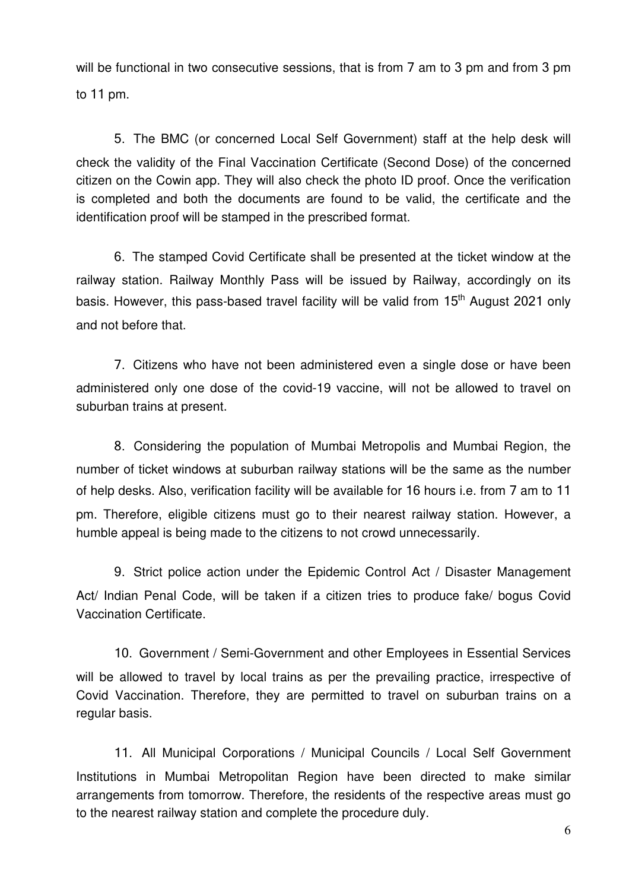will be functional in two consecutive sessions, that is from 7 am to 3 pm and from 3 pm to 11 pm.

5. The BMC (or concerned Local Self Government) staff at the help desk will check the validity of the Final Vaccination Certificate (Second Dose) of the concerned citizen on the Cowin app. They will also check the photo ID proof. Once the verification is completed and both the documents are found to be valid, the certificate and the identification proof will be stamped in the prescribed format.

6. The stamped Covid Certificate shall be presented at the ticket window at the railway station. Railway Monthly Pass will be issued by Railway, accordingly on its basis. However, this pass-based travel facility will be valid from 15th August 2021 only and not before that.

7. Citizens who have not been administered even a single dose or have been administered only one dose of the covid-19 vaccine, will not be allowed to travel on suburban trains at present.

8. Considering the population of Mumbai Metropolis and Mumbai Region, the number of ticket windows at suburban railway stations will be the same as the number of help desks. Also, verification facility will be available for 16 hours i.e. from 7 am to 11 pm. Therefore, eligible citizens must go to their nearest railway station. However, a humble appeal is being made to the citizens to not crowd unnecessarily.

9. Strict police action under the Epidemic Control Act / Disaster Management Act/ Indian Penal Code, will be taken if a citizen tries to produce fake/ bogus Covid Vaccination Certificate.

10. Government / Semi-Government and other Employees in Essential Services will be allowed to travel by local trains as per the prevailing practice, irrespective of Covid Vaccination. Therefore, they are permitted to travel on suburban trains on a regular basis.

11. All Municipal Corporations / Municipal Councils / Local Self Government Institutions in Mumbai Metropolitan Region have been directed to make similar arrangements from tomorrow. Therefore, the residents of the respective areas must go to the nearest railway station and complete the procedure duly.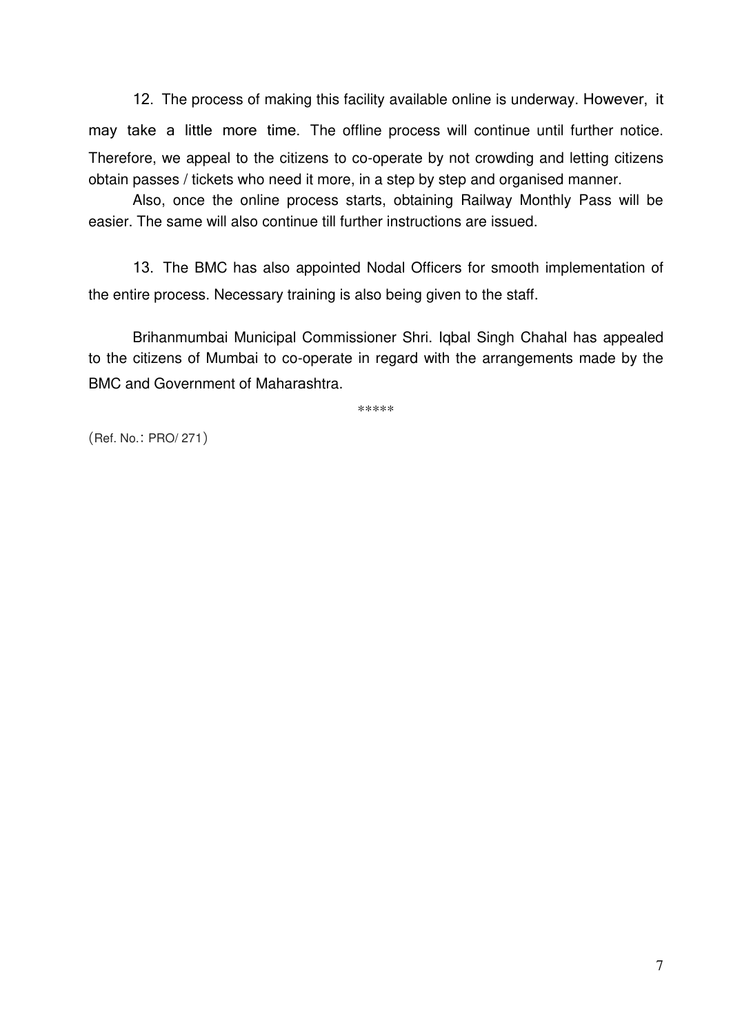12. The process of making this facility available online is underway. However, it may take a little more time. The offline process will continue until further notice. Therefore, we appeal to the citizens to co-operate by not crowding and letting citizens obtain passes / tickets who need it more, in a step by step and organised manner.

Also, once the online process starts, obtaining Railway Monthly Pass will be easier. The same will also continue till further instructions are issued.

13. The BMC has also appointed Nodal Officers for smooth implementation of the entire process. Necessary training is also being given to the staff.

Brihanmumbai Municipal Commissioner Shri. Iqbal Singh Chahal has appealed to the citizens of Mumbai to co-operate in regard with the arrangements made by the BMC and Government of Maharashtra.

*****

(Ref. No.: PRO/ 271)